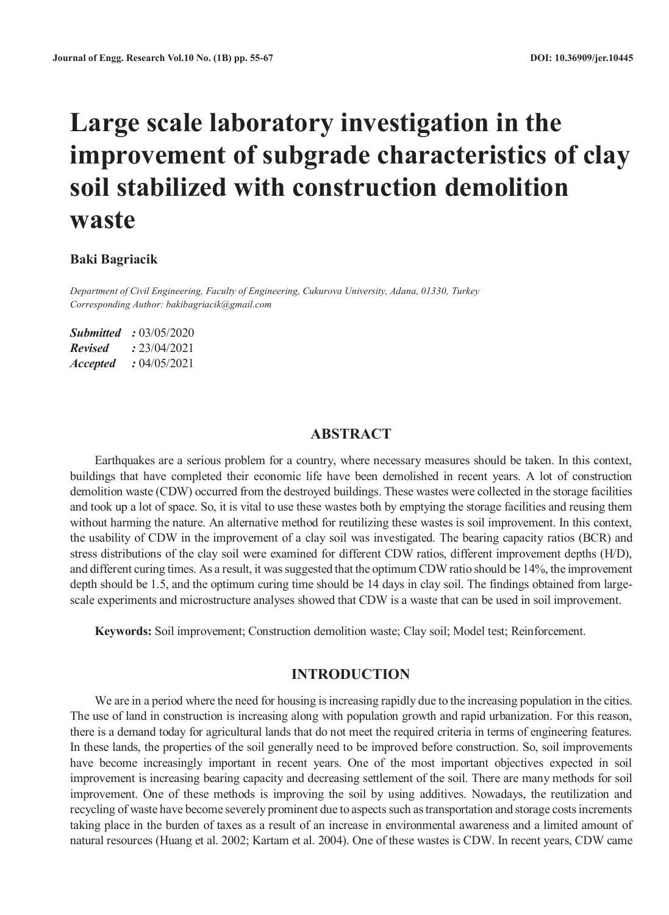# Large scale laboratory investigation in the improvement of subgrade characteristics of clay soil stabilized with construction demolition waste

**Baki Bagriacik**

*Department of Civil Engineering, Faculty of Engineering, Cukurova University, Adana, 01330, Turkey*
*Corresponding Author: bakibagriacik@gmail.com*

***Submitted** :* 03/05/2020
***Revised** :* 23/04/2021
***Accepted** :* 04/05/2021

## ABSTRACT

Earthquakes are a serious problem for a country, where necessary measures should be taken. In this context, buildings that have completed their economic life have been demolished in recent years. A lot of construction demolition waste (CDW) occurred from the destroyed buildings. These wastes were collected in the storage facilities and took up a lot of space. So, it is vital to use these wastes both by emptying the storage facilities and reusing them without harming the nature. An alternative method for reutilizing these wastes is soil improvement. In this context, the usability of CDW in the improvement of a clay soil was investigated. The bearing capacity ratios (BCR) and stress distributions of the clay soil were examined for different CDW ratios, different improvement depths (H/D), and different curing times. As a result, it was suggested that the optimum CDW ratio should be 14%, the improvement depth should be 1.5, and the optimum curing time should be 14 days in clay soil. The findings obtained from large-scale experiments and microstructure analyses showed that CDW is a waste that can be used in soil improvement.

**Keywords:** Soil improvement; Construction demolition waste; Clay soil; Model test; Reinforcement.

## INTRODUCTION

We are in a period where the need for housing is increasing rapidly due to the increasing population in the cities. The use of land in construction is increasing along with population growth and rapid urbanization. For this reason, there is a demand today for agricultural lands that do not meet the required criteria in terms of engineering features. In these lands, the properties of the soil generally need to be improved before construction. So, soil improvements have become increasingly important in recent years. One of the most important objectives expected in soil improvement is increasing bearing capacity and decreasing settlement of the soil. There are many methods for soil improvement. One of these methods is improving the soil by using additives. Nowadays, the reutilization and recycling of waste have become severely prominent due to aspects such as transportation and storage costs increments taking place in the burden of taxes as a result of an increase in environmental awareness and a limited amount of natural resources (Huang et al. 2002; Kartam et al. 2004). One of these wastes is CDW. In recent years, CDW came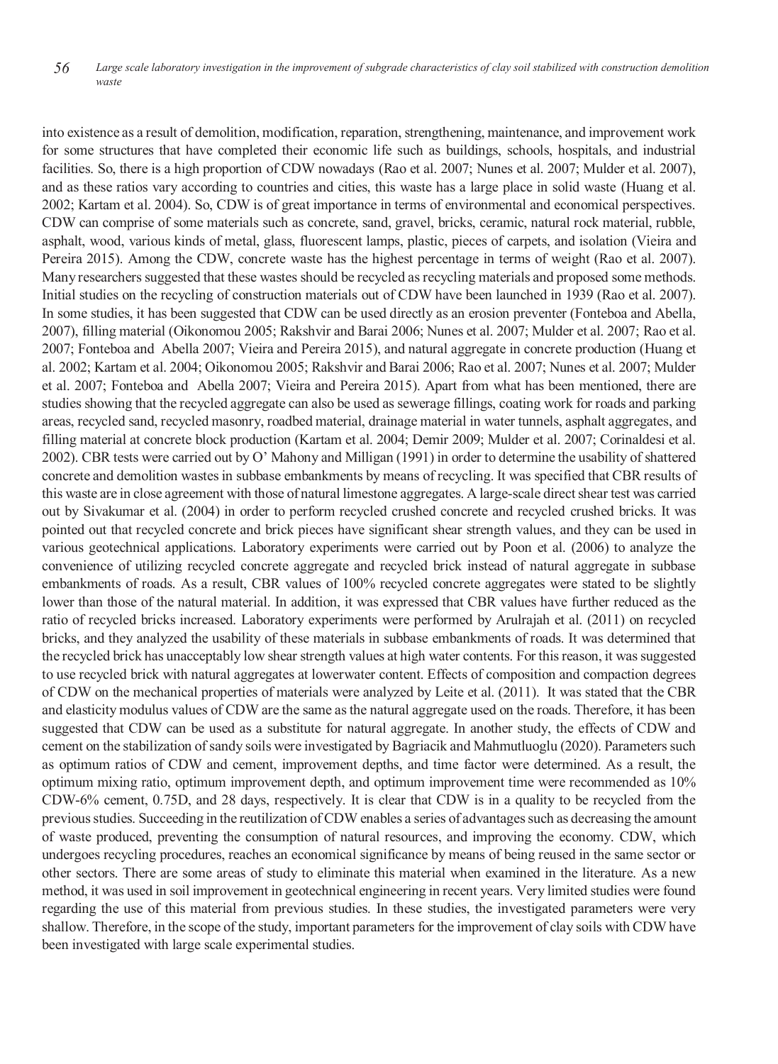into existence as a result of demolition, modification, reparation, strengthening, maintenance, and improvement work for some structures that have completed their economic life such as buildings, schools, hospitals, and industrial facilities. So, there is a high proportion of CDW nowadays (Rao et al. 2007; Nunes et al. 2007; Mulder et al. 2007), and as these ratios vary according to countries and cities, this waste has a large place in solid waste (Huang et al. 2002; Kartam et al. 2004). So, CDW is of great importance in terms of environmental and economical perspectives. CDW can comprise of some materials such as concrete, sand, gravel, bricks, ceramic, natural rock material, rubble, asphalt, wood, various kinds of metal, glass, fluorescent lamps, plastic, pieces of carpets, and isolation (Vieira and Pereira 2015). Among the CDW, concrete waste has the highest percentage in terms of weight (Rao et al. 2007). Many researchers suggested that these wastes should be recycled as recycling materials and proposed some methods. Initial studies on the recycling of construction materials out of CDW have been launched in 1939 (Rao et al. 2007). In some studies, it has been suggested that CDW can be used directly as an erosion preventer (Fonteboa and Abella, 2007), filling material (Oikonomou 2005; Rakshvir and Barai 2006; Nunes et al. 2007; Mulder et al. 2007; Rao et al. 2007; Fonteboa and Abella 2007; Vieira and Pereira 2015), and natural aggregate in concrete production (Huang et al. 2002; Kartam et al. 2004; Oikonomou 2005; Rakshvir and Barai 2006; Rao et al. 2007; Nunes et al. 2007; Mulder et al. 2007; Fonteboa and Abella 2007; Vieira and Pereira 2015). Apart from what has been mentioned, there are studies showing that the recycled aggregate can also be used as sewerage fillings, coating work for roads and parking areas, recycled sand, recycled masonry, roadbed material, drainage material in water tunnels, asphalt aggregates, and filling material at concrete block production (Kartam et al. 2004; Demir 2009; Mulder et al. 2007; Corinaldesi et al. 2002). CBR tests were carried out by O' Mahony and Milligan (1991) in order to determine the usability of shattered concrete and demolition wastes in subbase embankments by means of recycling. It was specified that CBR results of this waste are in close agreement with those of natural limestone aggregates. A large-scale direct shear test was carried out by Sivakumar et al. (2004) in order to perform recycled crushed concrete and recycled crushed bricks. It was pointed out that recycled concrete and brick pieces have significant shear strength values, and they can be used in various geotechnical applications. Laboratory experiments were carried out by Poon et al. (2006) to analyze the convenience of utilizing recycled concrete aggregate and recycled brick instead of natural aggregate in subbase embankments of roads. As a result, CBR values of 100% recycled concrete aggregates were stated to be slightly lower than those of the natural material. In addition, it was expressed that CBR values have further reduced as the ratio of recycled bricks increased. Laboratory experiments were performed by Arulrajah et al. (2011) on recycled bricks, and they analyzed the usability of these materials in subbase embankments of roads. It was determined that the recycled brick has unacceptably low shear strength values at high water contents. For this reason, it was suggested to use recycled brick with natural aggregates at lowerwater content. Effects of composition and compaction degrees of CDW on the mechanical properties of materials were analyzed by Leite et al. (2011). It was stated that the CBR and elasticity modulus values of CDW are the same as the natural aggregate used on the roads. Therefore, it has been suggested that CDW can be used as a substitute for natural aggregate. In another study, the effects of CDW and cement on the stabilization of sandy soils were investigated by Bagriacik and Mahmutluoglu (2020). Parameters such as optimum ratios of CDW and cement, improvement depths, and time factor were determined. As a result, the optimum mixing ratio, optimum improvement depth, and optimum improvement time were recommended as 10% CDW-6% cement, 0.75D, and 28 days, respectively. It is clear that CDW is in a quality to be recycled from the previous studies. Succeeding in the reutilization of CDW enables a series of advantages such as decreasing the amount of waste produced, preventing the consumption of natural resources, and improving the economy. CDW, which undergoes recycling procedures, reaches an economical significance by means of being reused in the same sector or other sectors. There are some areas of study to eliminate this material when examined in the literature. As a new method, it was used in soil improvement in geotechnical engineering in recent years. Very limited studies were found regarding the use of this material from previous studies. In these studies, the investigated parameters were very shallow. Therefore, in the scope of the study, important parameters for the improvement of clay soils with CDW have been investigated with large scale experimental studies.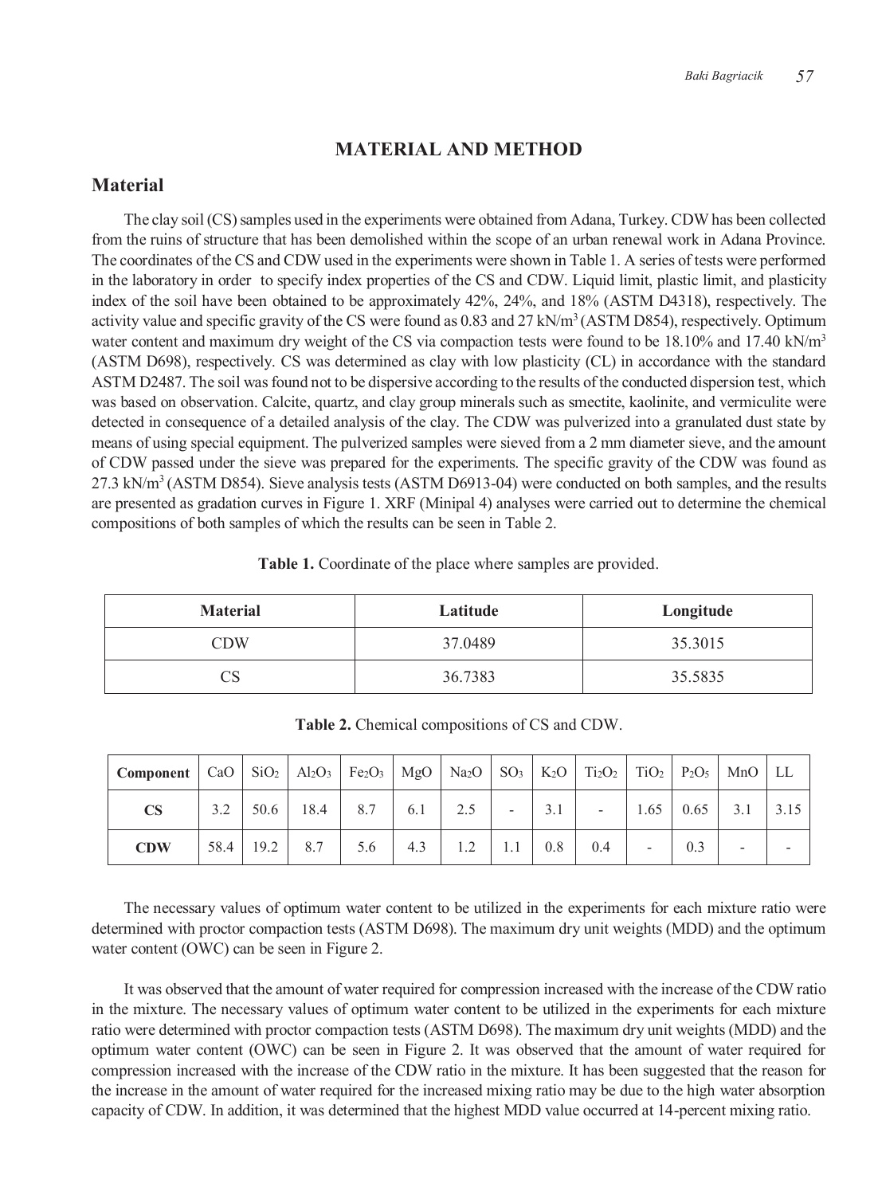# MATERIAL AND METHOD

## Material

The clay soil (CS) samples used in the experiments were obtained from Adana, Turkey. CDW has been collected from the ruins of structure that has been demolished within the scope of an urban renewal work in Adana Province. The coordinates of the CS and CDW used in the experiments were shown in Table 1. A series of tests were performed in the laboratory in order to specify index properties of the CS and CDW. Liquid limit, plastic limit, and plasticity index of the soil have been obtained to be approximately 42%, 24%, and 18% (ASTM D4318), respectively. The activity value and specific gravity of the CS were found as 0.83 and 27 kN/m$^3$ (ASTM D854), respectively. Optimum water content and maximum dry weight of the CS via compaction tests were found to be 18.10% and 17.40 kN/m$^3$ (ASTM D698), respectively. CS was determined as clay with low plasticity (CL) in accordance with the standard ASTM D2487. The soil was found not to be dispersive according to the results of the conducted dispersion test, which was based on observation. Calcite, quartz, and clay group minerals such as smectite, kaolinite, and vermiculite were detected in consequence of a detailed analysis of the clay. The CDW was pulverized into a granulated dust state by means of using special equipment. The pulverized samples were sieved from a 2 mm diameter sieve, and the amount of CDW passed under the sieve was prepared for the experiments. The specific gravity of the CDW was found as 27.3 kN/m$^3$ (ASTM D854). Sieve analysis tests (ASTM D6913-04) were conducted on both samples, and the results are presented as gradation curves in Figure 1. XRF (Minipal 4) analyses were carried out to determine the chemical compositions of both samples of which the results can be seen in Table 2.

**Table 1.** Coordinate of the place where samples are provided.

| Material | Latitude | Longitude |
|---|---|---|
| CDW | 37.0489 | 35.3015 |
| CS | 36.7383 | 35.5835 |

**Table 2.** Chemical compositions of CS and CDW.

| Component | CaO | $SiO_2$ | $Al_2O_3$ | $Fe_2O_3$ | MgO | $Na_2O$ | $SO_3$ | $K_2O$ | $Ti_2O_2$ | $TiO_2$ | $P_2O_5$ | MnO | LL |
|---|---|---|---|---|---|---|---|---|---|---|---|---|---|
| **CS** | 3.2 | 50.6 | 18.4 | 8.7 | 6.1 | 2.5 | - | 3.1 | - | 1.65 | 0.65 | 3.1 | 3.15 |
| **CDW** | 58.4 | 19.2 | 8.7 | 5.6 | 4.3 | 1.2 | 1.1 | 0.8 | 0.4 | - | 0.3 | - | - |

The necessary values of optimum water content to be utilized in the experiments for each mixture ratio were determined with proctor compaction tests (ASTM D698). The maximum dry unit weights (MDD) and the optimum water content (OWC) can be seen in Figure 2.

It was observed that the amount of water required for compression increased with the increase of the CDW ratio in the mixture. The necessary values of optimum water content to be utilized in the experiments for each mixture ratio were determined with proctor compaction tests (ASTM D698). The maximum dry unit weights (MDD) and the optimum water content (OWC) can be seen in Figure 2. It was observed that the amount of water required for compression increased with the increase of the CDW ratio in the mixture. It has been suggested that the reason for the increase in the amount of water required for the increased mixing ratio may be due to the high water absorption capacity of CDW. In addition, it was determined that the highest MDD value occurred at 14-percent mixing ratio.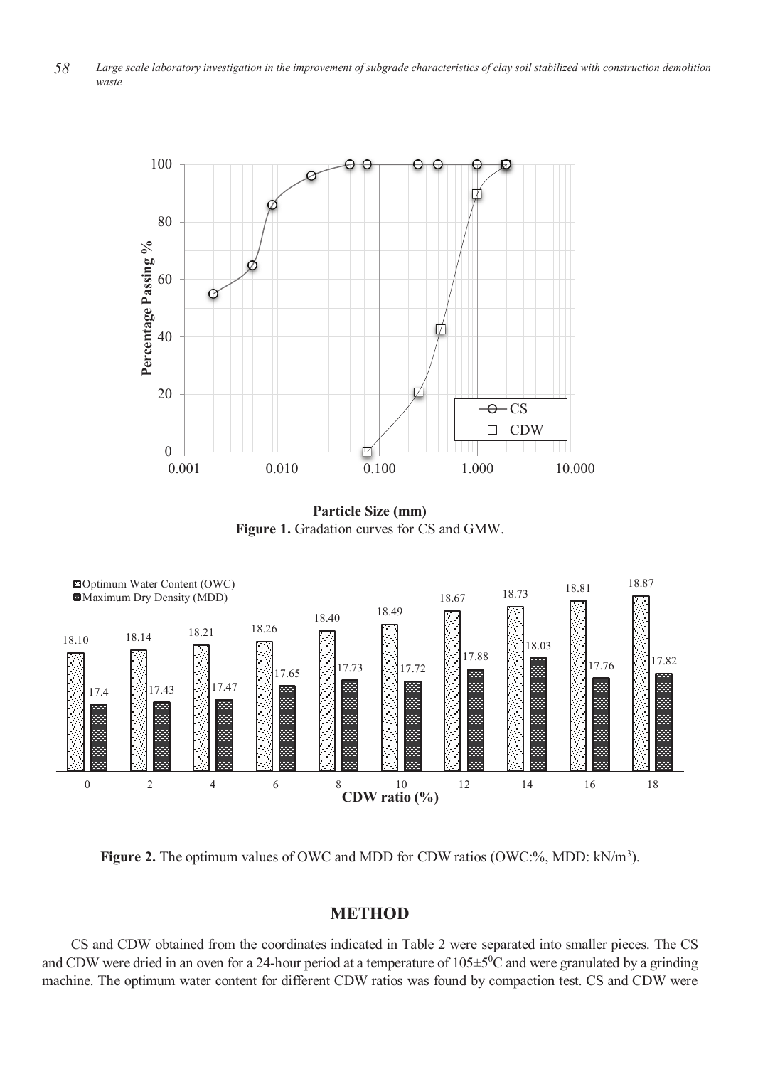**Figure 1.** Gradation curves for CS and GMW.

**Figure 2.** The optimum values of OWC and MDD for CDW ratios (OWC:%, MDD: kN/m$^3$).

## METHOD

CS and CDW obtained from the coordinates indicated in Table 2 were separated into smaller pieces. The CS and CDW were dried in an oven for a 24-hour period at a temperature of 105±5$^0$C and were granulated by a grinding machine. The optimum water content for different CDW ratios was found by compaction test. CS and CDW were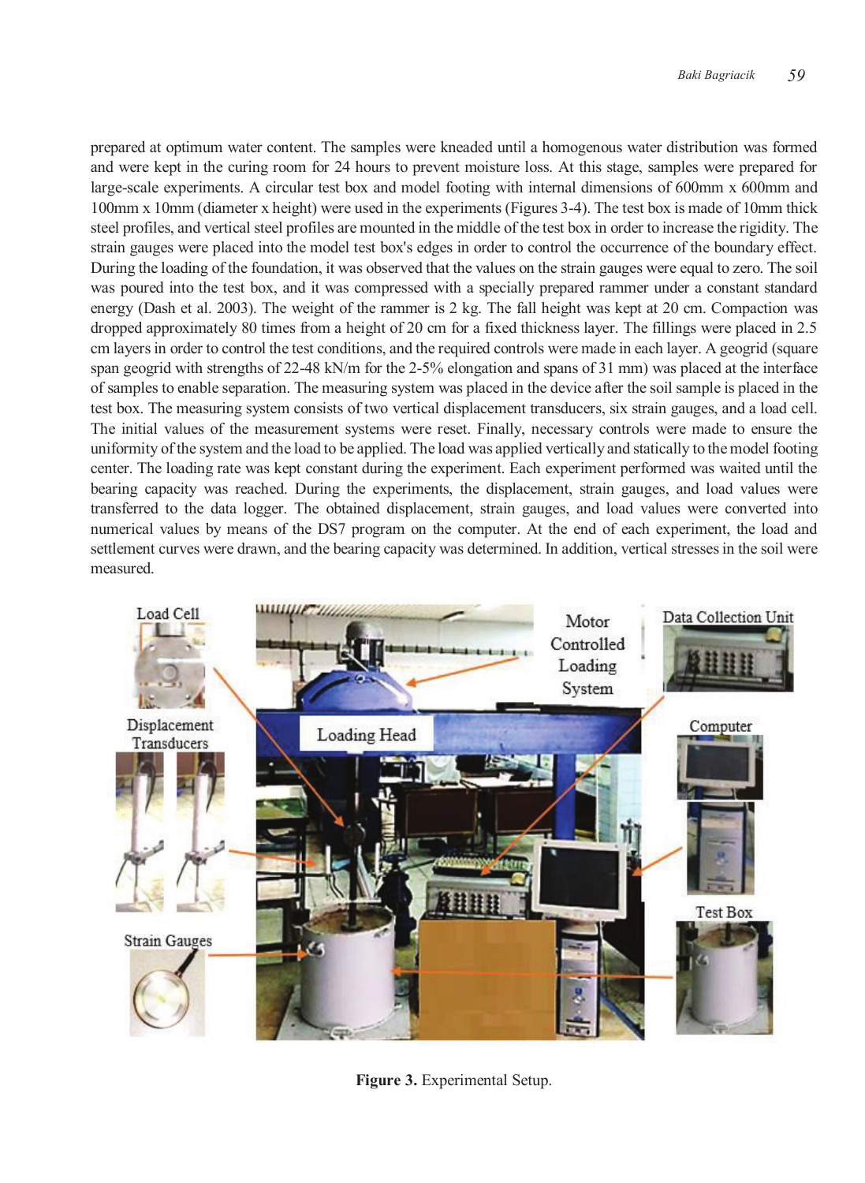prepared at optimum water content. The samples were kneaded until a homogenous water distribution was formed and were kept in the curing room for 24 hours to prevent moisture loss. At this stage, samples were prepared for large-scale experiments. A circular test box and model footing with internal dimensions of 600mm x 600mm and 100mm x 10mm (diameter x height) were used in the experiments (Figures 3-4). The test box is made of 10mm thick steel profiles, and vertical steel profiles are mounted in the middle of the test box in order to increase the rigidity. The strain gauges were placed into the model test box's edges in order to control the occurrence of the boundary effect. During the loading of the foundation, it was observed that the values on the strain gauges were equal to zero. The soil was poured into the test box, and it was compressed with a specially prepared rammer under a constant standard energy (Dash et al. 2003). The weight of the rammer is 2 kg. The fall height was kept at 20 cm. Compaction was dropped approximately 80 times from a height of 20 cm for a fixed thickness layer. The fillings were placed in 2.5 cm layers in order to control the test conditions, and the required controls were made in each layer. A geogrid (square span geogrid with strengths of 22-48 kN/m for the 2-5% elongation and spans of 31 mm) was placed at the interface of samples to enable separation. The measuring system was placed in the device after the soil sample is placed in the test box. The measuring system consists of two vertical displacement transducers, six strain gauges, and a load cell. The initial values of the measurement systems were reset. Finally, necessary controls were made to ensure the uniformity of the system and the load to be applied. The load was applied vertically and statically to the model footing center. The loading rate was kept constant during the experiment. Each experiment performed was waited until the bearing capacity was reached. During the experiments, the displacement, strain gauges, and load values were transferred to the data logger. The obtained displacement, strain gauges, and load values were converted into numerical values by means of the DS7 program on the computer. At the end of each experiment, the load and settlement curves were drawn, and the bearing capacity was determined. In addition, vertical stresses in the soil were measured.

**Figure 3.** Experimental Setup.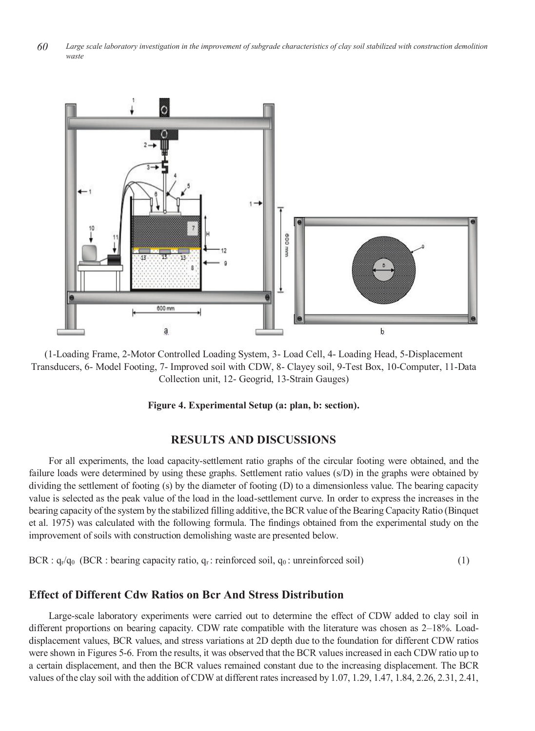(1-Loading Frame, 2-Motor Controlled Loading System, 3- Load Cell, 4- Loading Head, 5-Displacement Transducers, 6- Model Footing, 7- Improved soil with CDW, 8- Clayey soil, 9-Test Box, 10-Computer, 11-Data Collection unit, 12- Geogrid, 13-Strain Gauges)

**Figure 4. Experimental Setup (a: plan, b: section).**

## RESULTS AND DISCUSSIONS

For all experiments, the load capacity-settlement ratio graphs of the circular footing were obtained, and the failure loads were determined by using these graphs. Settlement ratio values (s/D) in the graphs were obtained by dividing the settlement of footing (s) by the diameter of footing (D) to a dimensionless value. The bearing capacity value is selected as the peak value of the load in the load-settlement curve. In order to express the increases in the bearing capacity of the system by the stabilized filling additive, the BCR value of the Bearing Capacity Ratio (Binquet et al. 1975) was calculated with the following formula. The findings obtained from the experimental study on the improvement of soils with construction demolishing waste are presented below.

BCR : $q_r/q_0$ (BCR : bearing capacity ratio, $q_r$ : reinforced soil, $q_0$ : unreinforced soil) (1)

### Effect of Different Cdw Ratios on Bcr And Stress Distribution

Large-scale laboratory experiments were carried out to determine the effect of CDW added to clay soil in different proportions on bearing capacity. CDW rate compatible with the literature was chosen as 2–18%. Load-displacement values, BCR values, and stress variations at 2D depth due to the foundation for different CDW ratios were shown in Figures 5-6. From the results, it was observed that the BCR values increased in each CDW ratio up to a certain displacement, and then the BCR values remained constant due to the increasing displacement. The BCR values of the clay soil with the addition of CDW at different rates increased by 1.07, 1.29, 1.47, 1.84, 2.26, 2.31, 2.41,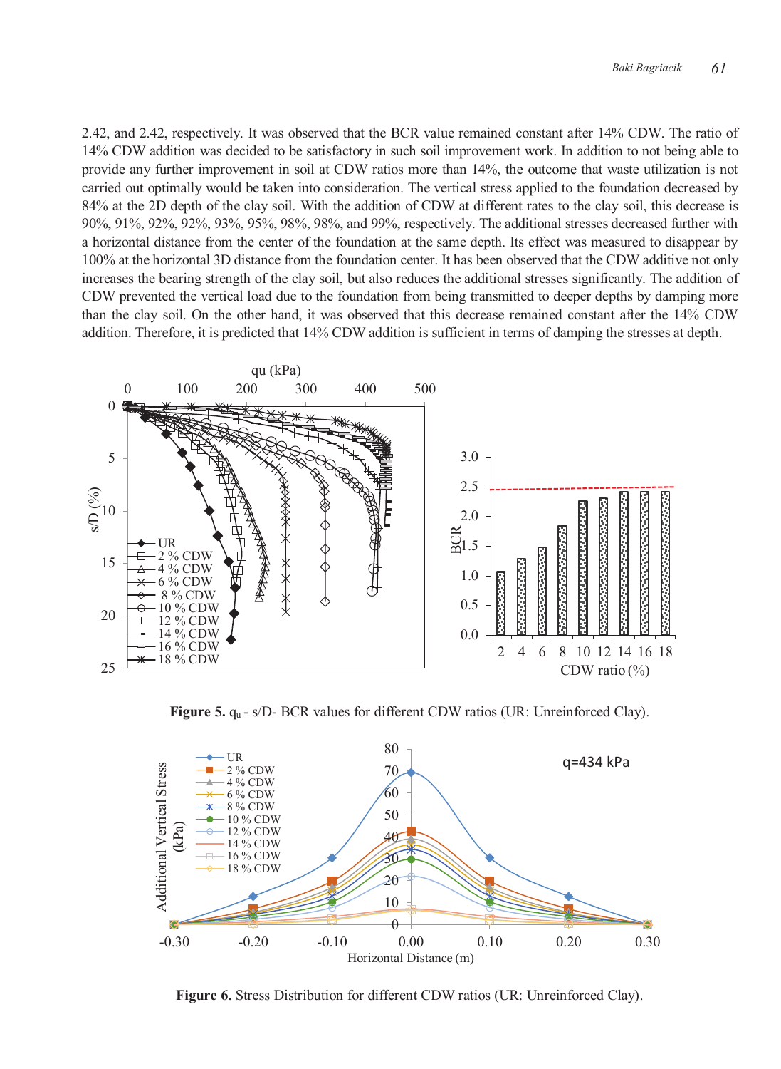2.42, and 2.42, respectively. It was observed that the BCR value remained constant after 14% CDW. The ratio of 14% CDW addition was decided to be satisfactory in such soil improvement work. In addition to not being able to provide any further improvement in soil at CDW ratios more than 14%, the outcome that waste utilization is not carried out optimally would be taken into consideration. The vertical stress applied to the foundation decreased by 84% at the 2D depth of the clay soil. With the addition of CDW at different rates to the clay soil, this decrease is 90%, 91%, 92%, 92%, 93%, 95%, 98%, 98%, and 99%, respectively. The additional stresses decreased further with a horizontal distance from the center of the foundation at the same depth. Its effect was measured to disappear by 100% at the horizontal 3D distance from the foundation center. It has been observed that the CDW additive not only increases the bearing strength of the clay soil, but also reduces the additional stresses significantly. The addition of CDW prevented the vertical load due to the foundation from being transmitted to deeper depths by damping more than the clay soil. On the other hand, it was observed that this decrease remained constant after the 14% CDW addition. Therefore, it is predicted that 14% CDW addition is sufficient in terms of damping the stresses at depth.

**Figure 5.** $q_u$ - s/D- BCR values for different CDW ratios (UR: Unreinforced Clay).

**Figure 6.** Stress Distribution for different CDW ratios (UR: Unreinforced Clay).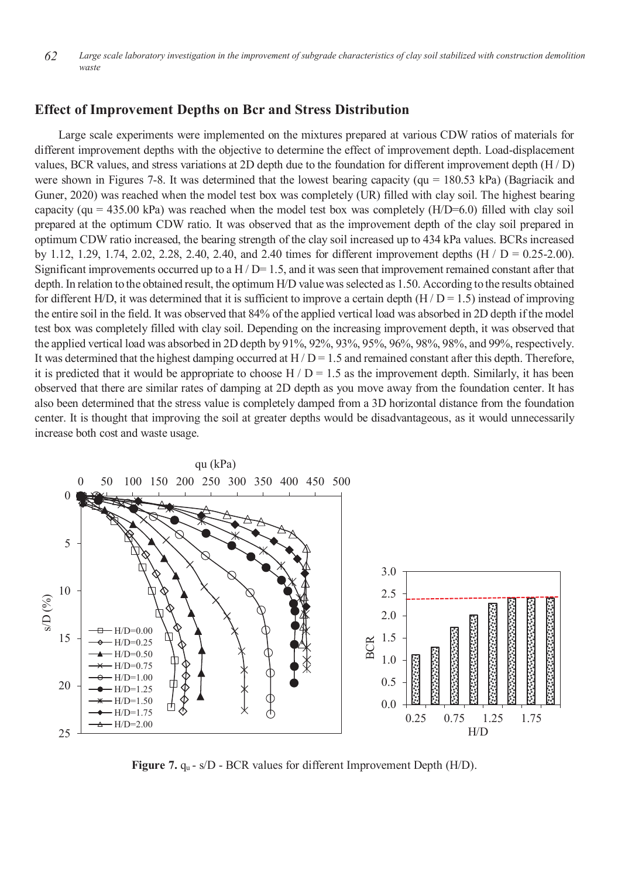## Effect of Improvement Depths on Bcr and Stress Distribution

Large scale experiments were implemented on the mixtures prepared at various CDW ratios of materials for different improvement depths with the objective to determine the effect of improvement depth. Load-displacement values, BCR values, and stress variations at 2D depth due to the foundation for different improvement depth (H / D) were shown in Figures 7-8. It was determined that the lowest bearing capacity (qu = 180.53 kPa) (Bagriacik and Guner, 2020) was reached when the model test box was completely (UR) filled with clay soil. The highest bearing capacity (qu = 435.00 kPa) was reached when the model test box was completely (H/D=6.0) filled with clay soil prepared at the optimum CDW ratio. It was observed that as the improvement depth of the clay soil prepared in optimum CDW ratio increased, the bearing strength of the clay soil increased up to 434 kPa values. BCRs increased by 1.12, 1.29, 1.74, 2.02, 2.28, 2.40, 2.40, and 2.40 times for different improvement depths (H / D = 0.25-2.00). Significant improvements occurred up to a H / D= 1.5, and it was seen that improvement remained constant after that depth. In relation to the obtained result, the optimum H/D value was selected as 1.50. According to the results obtained for different H/D, it was determined that it is sufficient to improve a certain depth (H / D = 1.5) instead of improving the entire soil in the field. It was observed that 84% of the applied vertical load was absorbed in 2D depth if the model test box was completely filled with clay soil. Depending on the increasing improvement depth, it was observed that the applied vertical load was absorbed in 2D depth by 91%, 92%, 93%, 95%, 96%, 98%, 98%, and 99%, respectively. It was determined that the highest damping occurred at H / D = 1.5 and remained constant after this depth. Therefore, it is predicted that it would be appropriate to choose H / D = 1.5 as the improvement depth. Similarly, it has been observed that there are similar rates of damping at 2D depth as you move away from the foundation center. It has also been determined that the stress value is completely damped from a 3D horizontal distance from the foundation center. It is thought that improving the soil at greater depths would be disadvantageous, as it would unnecessarily increase both cost and waste usage.

**Figure 7.** $q_u$ - s/D - BCR values for different Improvement Depth (H/D).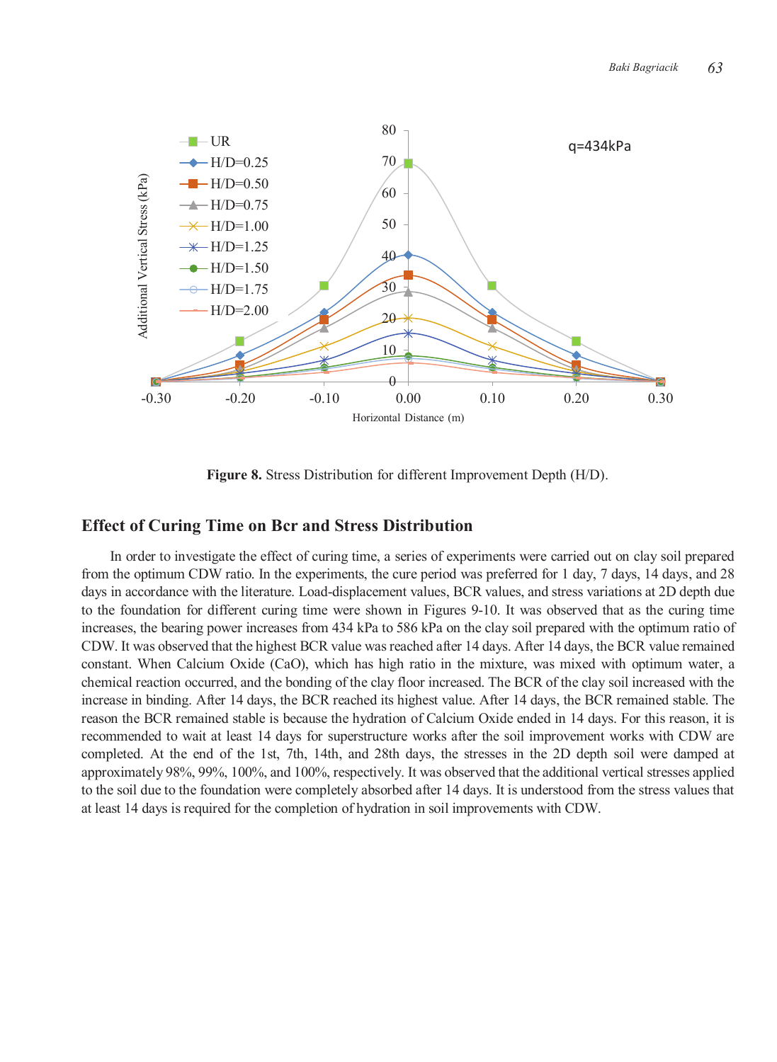**Figure 8.** Stress Distribution for different Improvement Depth (H/D).

## Effect of Curing Time on Bcr and Stress Distribution

In order to investigate the effect of curing time, a series of experiments were carried out on clay soil prepared from the optimum CDW ratio. In the experiments, the cure period was preferred for 1 day, 7 days, 14 days, and 28 days in accordance with the literature. Load-displacement values, BCR values, and stress variations at 2D depth due to the foundation for different curing time were shown in Figures 9-10. It was observed that as the curing time increases, the bearing power increases from 434 kPa to 586 kPa on the clay soil prepared with the optimum ratio of CDW. It was observed that the highest BCR value was reached after 14 days. After 14 days, the BCR value remained constant. When Calcium Oxide (CaO), which has high ratio in the mixture, was mixed with optimum water, a chemical reaction occurred, and the bonding of the clay floor increased. The BCR of the clay soil increased with the increase in binding. After 14 days, the BCR reached its highest value. After 14 days, the BCR remained stable. The reason the BCR remained stable is because the hydration of Calcium Oxide ended in 14 days. For this reason, it is recommended to wait at least 14 days for superstructure works after the soil improvement works with CDW are completed. At the end of the 1st, 7th, 14th, and 28th days, the stresses in the 2D depth soil were damped at approximately 98%, 99%, 100%, and 100%, respectively. It was observed that the additional vertical stresses applied to the soil due to the foundation were completely absorbed after 14 days. It is understood from the stress values that at least 14 days is required for the completion of hydration in soil improvements with CDW.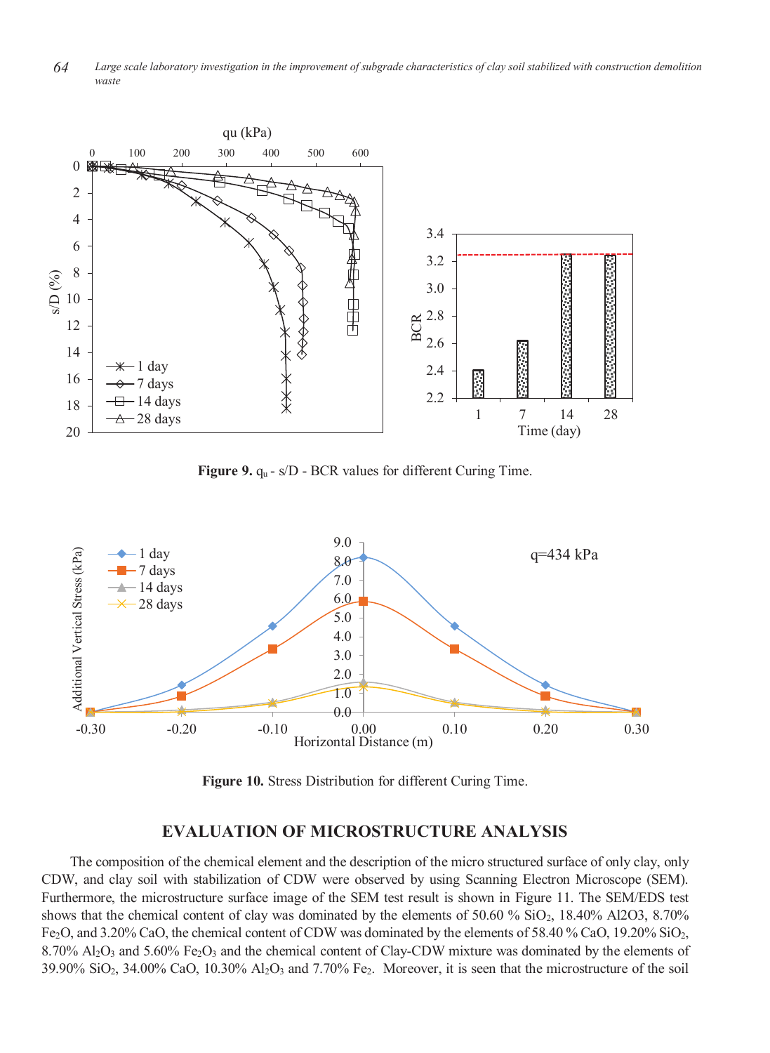**Figure 9.** $q_u$ - s/D - BCR values for different Curing Time.

**Figure 10.** Stress Distribution for different Curing Time.

## EVALUATION OF MICROSTRUCTURE ANALYSIS

The composition of the chemical element and the description of the micro structured surface of only clay, only CDW, and clay soil with stabilization of CDW were observed by using Scanning Electron Microscope (SEM). Furthermore, the microstructure surface image of the SEM test result is shown in Figure 11. The SEM/EDS test shows that the chemical content of clay was dominated by the elements of 50.60 % $SiO_2$, 18.40% Al2O3, 8.70% $Fe_2O$, and 3.20% CaO, the chemical content of CDW was dominated by the elements of 58.40 % CaO, 19.20% $SiO_2$, 8.70% $Al_2O_3$ and 5.60% $Fe_2O_3$ and the chemical content of Clay-CDW mixture was dominated by the elements of 39.90% $SiO_2$, 34.00% CaO, 10.30% $Al_2O_3$ and 7.70% $Fe_2$. Moreover, it is seen that the microstructure of the soil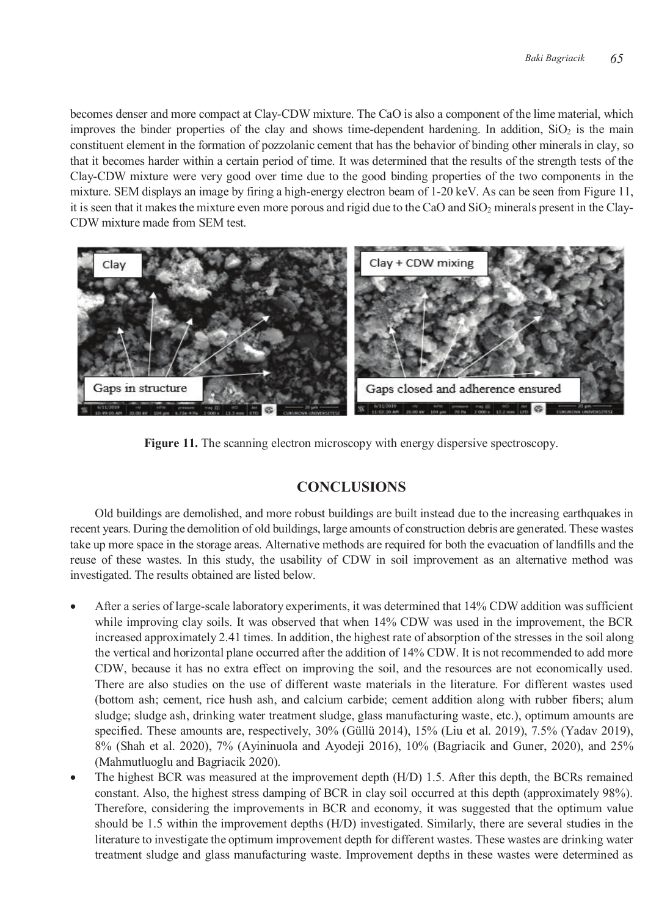becomes denser and more compact at Clay-CDW mixture. The CaO is also a component of the lime material, which improves the binder properties of the clay and shows time-dependent hardening. In addition, $SiO_2$ is the main constituent element in the formation of pozzolanic cement that has the behavior of binding other minerals in clay, so that it becomes harder within a certain period of time. It was determined that the results of the strength tests of the Clay-CDW mixture were very good over time due to the good binding properties of the two components in the mixture. SEM displays an image by firing a high-energy electron beam of 1-20 keV. As can be seen from Figure 11, it is seen that it makes the mixture even more porous and rigid due to the CaO and $SiO_2$ minerals present in the Clay-CDW mixture made from SEM test.

**Figure 11.** The scanning electron microscopy with energy dispersive spectroscopy.

## CONCLUSIONS

Old buildings are demolished, and more robust buildings are built instead due to the increasing earthquakes in recent years. During the demolition of old buildings, large amounts of construction debris are generated. These wastes take up more space in the storage areas. Alternative methods are required for both the evacuation of landfills and the reuse of these wastes. In this study, the usability of CDW in soil improvement as an alternative method was investigated. The results obtained are listed below.

- After a series of large-scale laboratory experiments, it was determined that 14% CDW addition was sufficient while improving clay soils. It was observed that when 14% CDW was used in the improvement, the BCR increased approximately 2.41 times. In addition, the highest rate of absorption of the stresses in the soil along the vertical and horizontal plane occurred after the addition of 14% CDW. It is not recommended to add more CDW, because it has no extra effect on improving the soil, and the resources are not economically used. There are also studies on the use of different waste materials in the literature. For different wastes used (bottom ash; cement, rice hush ash, and calcium carbide; cement addition along with rubber fibers; alum sludge; sludge ash, drinking water treatment sludge, glass manufacturing waste, etc.), optimum amounts are specified. These amounts are, respectively, 30% (Güllü 2014), 15% (Liu et al. 2019), 7.5% (Yadav 2019), 8% (Shah et al. 2020), 7% (Ayininuola and Ayodeji 2016), 10% (Bagriacik and Guner, 2020), and 25% (Mahmutluoglu and Bagriacik 2020).
- The highest BCR was measured at the improvement depth (H/D) 1.5. After this depth, the BCRs remained constant. Also, the highest stress damping of BCR in clay soil occurred at this depth (approximately 98%). Therefore, considering the improvements in BCR and economy, it was suggested that the optimum value should be 1.5 within the improvement depths (H/D) investigated. Similarly, there are several studies in the literature to investigate the optimum improvement depth for different wastes. These wastes are drinking water treatment sludge and glass manufacturing waste. Improvement depths in these wastes were determined as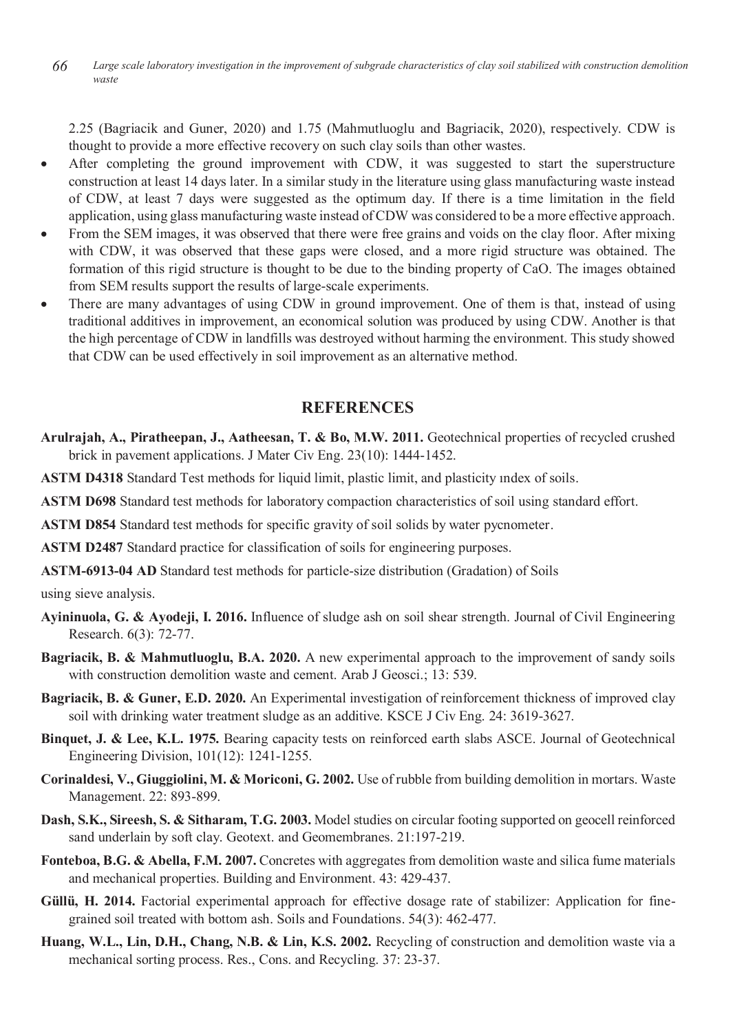2.25 (Bagriacik and Guner, 2020) and 1.75 (Mahmutluoglu and Bagriacik, 2020), respectively. CDW is thought to provide a more effective recovery on such clay soils than other wastes.

- After completing the ground improvement with CDW, it was suggested to start the superstructure construction at least 14 days later. In a similar study in the literature using glass manufacturing waste instead of CDW, at least 7 days were suggested as the optimum day. If there is a time limitation in the field application, using glass manufacturing waste instead of CDW was considered to be a more effective approach.
- From the SEM images, it was observed that there were free grains and voids on the clay floor. After mixing with CDW, it was observed that these gaps were closed, and a more rigid structure was obtained. The formation of this rigid structure is thought to be due to the binding property of CaO. The images obtained from SEM results support the results of large-scale experiments.
- There are many advantages of using CDW in ground improvement. One of them is that, instead of using traditional additives in improvement, an economical solution was produced by using CDW. Another is that the high percentage of CDW in landfills was destroyed without harming the environment. This study showed that CDW can be used effectively in soil improvement as an alternative method.

## REFERENCES

**Arulrajah, A., Piratheepan, J., Aatheesan, T. & Bo, M.W. 2011.** Geotechnical properties of recycled crushed brick in pavement applications. J Mater Civ Eng. 23(10): 1444-1452.

**ASTM D4318** Standard Test methods for liquid limit, plastic limit, and plasticity ındex of soils.

**ASTM D698** Standard test methods for laboratory compaction characteristics of soil using standard effort.

**ASTM D854** Standard test methods for specific gravity of soil solids by water pycnometer.

**ASTM D2487** Standard practice for classification of soils for engineering purposes.

**ASTM-6913-04 AD** Standard test methods for particle-size distribution (Gradation) of Soils

using sieve analysis.

**Ayininuola, G. & Ayodeji, I. 2016.** Influence of sludge ash on soil shear strength. Journal of Civil Engineering Research. 6(3): 72-77.

**Bagriacik, B. & Mahmutluoglu, B.A. 2020.** A new experimental approach to the improvement of sandy soils with construction demolition waste and cement. Arab J Geosci.; 13: 539.

**Bagriacik, B. & Guner, E.D. 2020.** An Experimental investigation of reinforcement thickness of improved clay soil with drinking water treatment sludge as an additive. KSCE J Civ Eng. 24: 3619-3627.

**Binquet, J. & Lee, K.L. 1975.** Bearing capacity tests on reinforced earth slabs ASCE. Journal of Geotechnical Engineering Division, 101(12): 1241-1255.

**Corinaldesi, V., Giuggiolini, M. & Moriconi, G. 2002.** Use of rubble from building demolition in mortars. Waste Management. 22: 893-899.

**Dash, S.K., Sireesh, S. & Sitharam, T.G. 2003.** Model studies on circular footing supported on geocell reinforced sand underlain by soft clay. Geotext. and Geomembranes. 21:197-219.

**Fonteboa, B.G. & Abella, F.M. 2007.** Concretes with aggregates from demolition waste and silica fume materials and mechanical properties. Building and Environment. 43: 429-437.

**Güllü, H. 2014.** Factorial experimental approach for effective dosage rate of stabilizer: Application for fine-grained soil treated with bottom ash. Soils and Foundations. 54(3): 462-477.

**Huang, W.L., Lin, D.H., Chang, N.B. & Lin, K.S. 2002.** Recycling of construction and demolition waste via a mechanical sorting process. Res., Cons. and Recycling. 37: 23-37.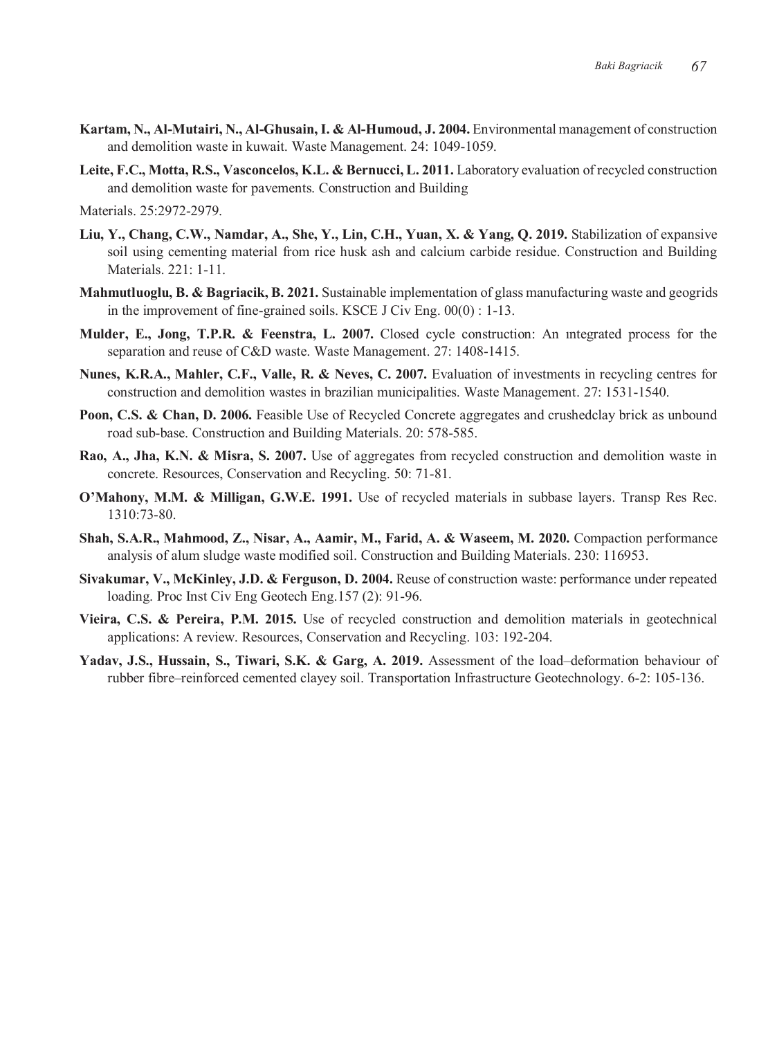**Kartam, N., Al-Mutairi, N., Al-Ghusain, I. & Al-Humoud, J. 2004.** Environmental management of construction and demolition waste in kuwait. Waste Management. 24: 1049-1059.

**Leite, F.C., Motta, R.S., Vasconcelos, K.L. & Bernucci, L. 2011.** Laboratory evaluation of recycled construction and demolition waste for pavements. Construction and Building

Materials. 25:2972-2979.

**Liu, Y., Chang, C.W., Namdar, A., She, Y., Lin, C.H., Yuan, X. & Yang, Q. 2019.** Stabilization of expansive soil using cementing material from rice husk ash and calcium carbide residue. Construction and Building Materials. 221: 1-11.

**Mahmutluoglu, B. & Bagriacik, B. 2021.** Sustainable implementation of glass manufacturing waste and geogrids in the improvement of fine-grained soils. KSCE J Civ Eng. 00(0) : 1-13.

**Mulder, E., Jong, T.P.R. & Feenstra, L. 2007.** Closed cycle construction: An ıntegrated process for the separation and reuse of C&D waste. Waste Management. 27: 1408-1415.

**Nunes, K.R.A., Mahler, C.F., Valle, R. & Neves, C. 2007.** Evaluation of investments in recycling centres for construction and demolition wastes in brazilian municipalities. Waste Management. 27: 1531-1540.

**Poon, C.S. & Chan, D. 2006.** Feasible Use of Recycled Concrete aggregates and crushedclay brick as unbound road sub-base. Construction and Building Materials. 20: 578-585.

**Rao, A., Jha, K.N. & Misra, S. 2007.** Use of aggregates from recycled construction and demolition waste in concrete. Resources, Conservation and Recycling. 50: 71-81.

**O'Mahony, M.M. & Milligan, G.W.E. 1991.** Use of recycled materials in subbase layers. Transp Res Rec. 1310:73-80.

**Shah, S.A.R., Mahmood, Z., Nisar, A., Aamir, M., Farid, A. & Waseem, M. 2020.** Compaction performance analysis of alum sludge waste modified soil. Construction and Building Materials. 230: 116953.

**Sivakumar, V., McKinley, J.D. & Ferguson, D. 2004.** Reuse of construction waste: performance under repeated loading. Proc Inst Civ Eng Geotech Eng.157 (2): 91-96.

**Vieira, C.S. & Pereira, P.M. 2015.** Use of recycled construction and demolition materials in geotechnical applications: A review. Resources, Conservation and Recycling. 103: 192-204.

**Yadav, J.S., Hussain, S., Tiwari, S.K. & Garg, A. 2019.** Assessment of the load–deformation behaviour of rubber fibre–reinforced cemented clayey soil. Transportation Infrastructure Geotechnology. 6-2: 105-136.